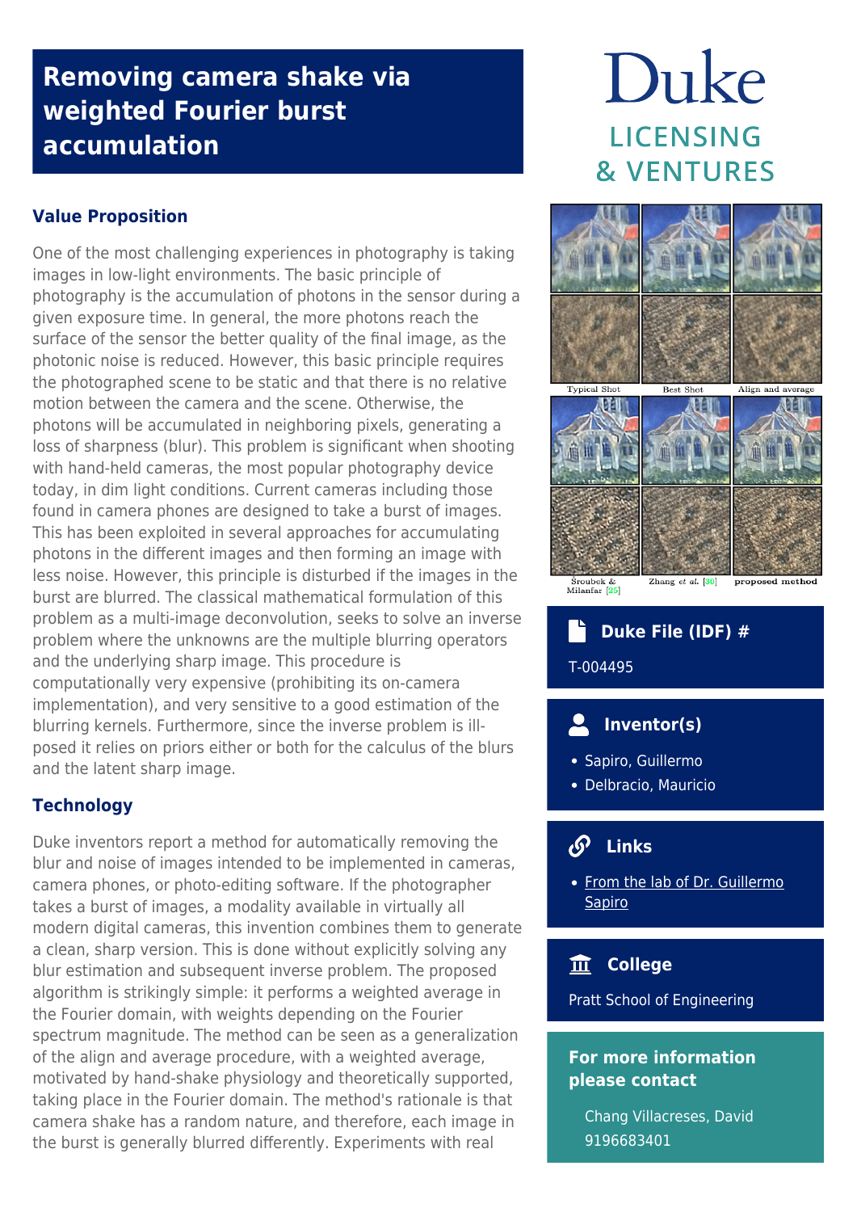# Removing camera shake via weighted Fourier burst accumulation

Duke
LICENSING & VENTURES

## Value Proposition

One of the most challenging experiences in photography is taking images in low-light environments. The basic principle of photography is the accumulation of photons in the sensor during a given exposure time. In general, the more photons reach the surface of the sensor the better quality of the final image, as the photonic noise is reduced. However, this basic principle requires the photographed scene to be static and that there is no relative motion between the camera and the scene. Otherwise, the photons will be accumulated in neighboring pixels, generating a loss of sharpness (blur). This problem is significant when shooting with hand-held cameras, the most popular photography device today, in dim light conditions. Current cameras including those found in camera phones are designed to take a burst of images. This has been exploited in several approaches for accumulating photons in the different images and then forming an image with less noise. However, this principle is disturbed if the images in the burst are blurred. The classical mathematical formulation of this problem as a multi-image deconvolution, seeks to solve an inverse problem where the unknowns are the multiple blurring operators and the underlying sharp image. This procedure is computationally very expensive (prohibiting its on-camera implementation), and very sensitive to a good estimation of the blurring kernels. Furthermore, since the inverse problem is ill-posed it relies on priors either or both for the calculus of the blurs and the latent sharp image.

## Technology

Duke inventors report a method for automatically removing the blur and noise of images intended to be implemented in cameras, camera phones, or photo-editing software. If the photographer takes a burst of images, a modality available in virtually all modern digital cameras, this invention combines them to generate a clean, sharp version. This is done without explicitly solving any blur estimation and subsequent inverse problem. The proposed algorithm is strikingly simple: it performs a weighted average in the Fourier domain, with weights depending on the Fourier spectrum magnitude. The method can be seen as a generalization of the align and average procedure, with a weighted average, motivated by hand-shake physiology and theoretically supported, taking place in the Fourier domain. The method's rationale is that camera shake has a random nature, and therefore, each image in the burst is generally blurred differently. Experiments with real

Typical Shot | Best Shot | Align and average

Šroubek & Milanfar [25] | Zhang et al. [30] | proposed method

### Duke File (IDF) #

T-004495

### Inventor(s)

- Sapiro, Guillermo
- Delbracio, Mauricio

### Links

- From the lab of Dr. Guillermo Sapiro

### College

Pratt School of Engineering

### For more information please contact

Chang Villacreses, David
9196683401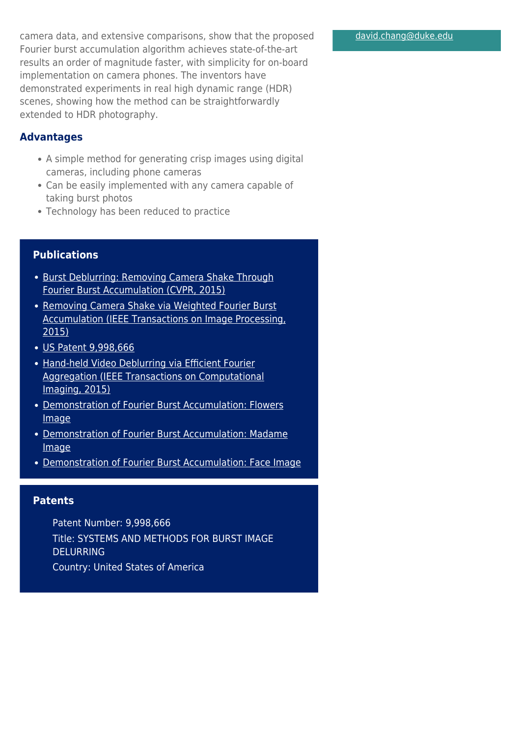camera data, and extensive comparisons, show that the proposed Fourier burst accumulation algorithm achieves state-of-the-art results an order of magnitude faster, with simplicity for on-board implementation on camera phones. The inventors have demonstrated experiments in real high dynamic range (HDR) scenes, showing how the method can be straightforwardly extended to HDR photography.

david.chang@duke.edu

## Advantages

- A simple method for generating crisp images using digital cameras, including phone cameras
- Can be easily implemented with any camera capable of taking burst photos
- Technology has been reduced to practice

## Publications

- Burst Deblurring: Removing Camera Shake Through Fourier Burst Accumulation (CVPR, 2015)
- Removing Camera Shake via Weighted Fourier Burst Accumulation (IEEE Transactions on Image Processing, 2015)
- US Patent 9,998,666
- Hand-held Video Deblurring via Efficient Fourier Aggregation (IEEE Transactions on Computational Imaging, 2015)
- Demonstration of Fourier Burst Accumulation: Flowers Image
- Demonstration of Fourier Burst Accumulation: Madame Image
- Demonstration of Fourier Burst Accumulation: Face Image

## Patents

Patent Number: 9,998,666

Title: SYSTEMS AND METHODS FOR BURST IMAGE DELURRING

Country: United States of America